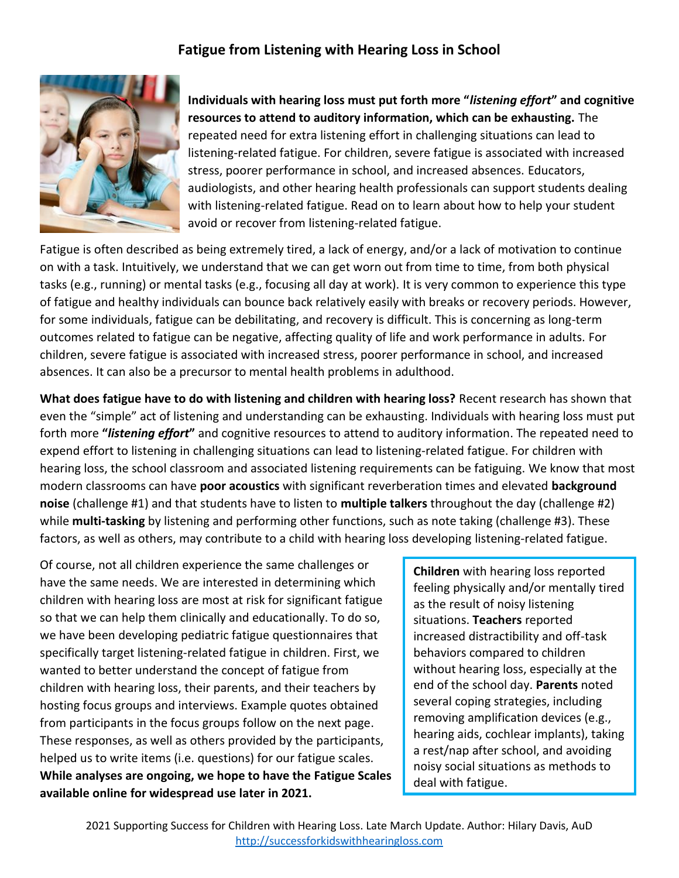# Fatigue from Listening with Hearing Loss in School

**Individuals with hearing loss must put forth more "*listening effort*" and cognitive resources to attend to auditory information, which can be exhausting.** The repeated need for extra listening effort in challenging situations can lead to listening-related fatigue. For children, severe fatigue is associated with increased stress, poorer performance in school, and increased absences. Educators, audiologists, and other hearing health professionals can support students dealing with listening-related fatigue. Read on to learn about how to help your student avoid or recover from listening-related fatigue.

Fatigue is often described as being extremely tired, a lack of energy, and/or a lack of motivation to continue on with a task. Intuitively, we understand that we can get worn out from time to time, from both physical tasks (e.g., running) or mental tasks (e.g., focusing all day at work). It is very common to experience this type of fatigue and healthy individuals can bounce back relatively easily with breaks or recovery periods. However, for some individuals, fatigue can be debilitating, and recovery is difficult. This is concerning as long-term outcomes related to fatigue can be negative, affecting quality of life and work performance in adults. For children, severe fatigue is associated with increased stress, poorer performance in school, and increased absences. It can also be a precursor to mental health problems in adulthood.

**What does fatigue have to do with listening and children with hearing loss?** Recent research has shown that even the "simple" act of listening and understanding can be exhausting. Individuals with hearing loss must put forth more **"*listening effort*"** and cognitive resources to attend to auditory information. The repeated need to expend effort to listening in challenging situations can lead to listening-related fatigue. For children with hearing loss, the school classroom and associated listening requirements can be fatiguing. We know that most modern classrooms can have **poor acoustics** with significant reverberation times and elevated **background noise** (challenge #1) and that students have to listen to **multiple talkers** throughout the day (challenge #2) while **multi-tasking** by listening and performing other functions, such as note taking (challenge #3). These factors, as well as others, may contribute to a child with hearing loss developing listening-related fatigue.

Of course, not all children experience the same challenges or have the same needs. We are interested in determining which children with hearing loss are most at risk for significant fatigue so that we can help them clinically and educationally. To do so, we have been developing pediatric fatigue questionnaires that specifically target listening-related fatigue in children. First, we wanted to better understand the concept of fatigue from children with hearing loss, their parents, and their teachers by hosting focus groups and interviews. Example quotes obtained from participants in the focus groups follow on the next page. These responses, as well as others provided by the participants, helped us to write items (i.e. questions) for our fatigue scales. **While analyses are ongoing, we hope to have the Fatigue Scales available online for widespread use later in 2021.**

> **Children** with hearing loss reported feeling physically and/or mentally tired as the result of noisy listening situations. **Teachers** reported increased distractibility and off-task behaviors compared to children without hearing loss, especially at the end of the school day. **Parents** noted several coping strategies, including removing amplification devices (e.g., hearing aids, cochlear implants), taking a rest/nap after school, and avoiding noisy social situations as methods to deal with fatigue.

2021 Supporting Success for Children with Hearing Loss. Late March Update. Author: Hilary Davis, AuD
http://successforkidswithhearingloss.com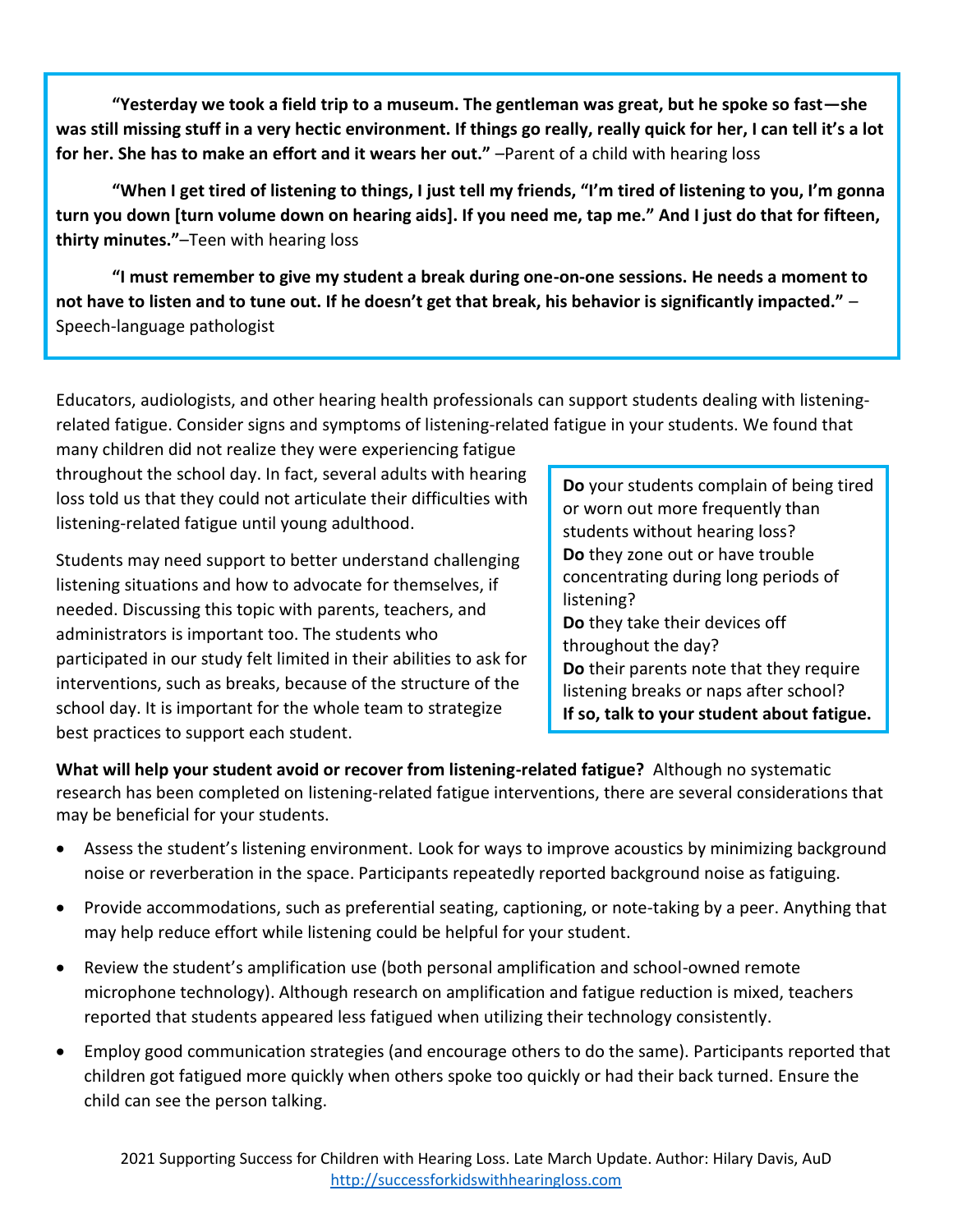**"Yesterday we took a field trip to a museum. The gentleman was great, but he spoke so fast—she was still missing stuff in a very hectic environment. If things go really, really quick for her, I can tell it's a lot for her. She has to make an effort and it wears her out."** –Parent of a child with hearing loss

**"When I get tired of listening to things, I just tell my friends, "I'm tired of listening to you, I'm gonna turn you down [turn volume down on hearing aids]. If you need me, tap me." And I just do that for fifteen, thirty minutes."**–Teen with hearing loss

**"I must remember to give my student a break during one-on-one sessions. He needs a moment to not have to listen and to tune out. If he doesn't get that break, his behavior is significantly impacted."** – Speech-language pathologist

Educators, audiologists, and other hearing health professionals can support students dealing with listening-related fatigue. Consider signs and symptoms of listening-related fatigue in your students. We found that many children did not realize they were experiencing fatigue throughout the school day. In fact, several adults with hearing loss told us that they could not articulate their difficulties with listening-related fatigue until young adulthood.

Students may need support to better understand challenging listening situations and how to advocate for themselves, if needed. Discussing this topic with parents, teachers, and administrators is important too. The students who participated in our study felt limited in their abilities to ask for interventions, such as breaks, because of the structure of the school day. It is important for the whole team to strategize best practices to support each student.

**Do** your students complain of being tired or worn out more frequently than students without hearing loss?
**Do** they zone out or have trouble concentrating during long periods of listening?
**Do** they take their devices off throughout the day?
**Do** their parents note that they require listening breaks or naps after school?
**If so, talk to your student about fatigue.**

**What will help your student avoid or recover from listening-related fatigue?** Although no systematic research has been completed on listening-related fatigue interventions, there are several considerations that may be beneficial for your students.

- Assess the student's listening environment. Look for ways to improve acoustics by minimizing background noise or reverberation in the space. Participants repeatedly reported background noise as fatiguing.
- Provide accommodations, such as preferential seating, captioning, or note-taking by a peer. Anything that may help reduce effort while listening could be helpful for your student.
- Review the student's amplification use (both personal amplification and school-owned remote microphone technology). Although research on amplification and fatigue reduction is mixed, teachers reported that students appeared less fatigued when utilizing their technology consistently.
- Employ good communication strategies (and encourage others to do the same). Participants reported that children got fatigued more quickly when others spoke too quickly or had their back turned. Ensure the child can see the person talking.

2021 Supporting Success for Children with Hearing Loss. Late March Update. Author: Hilary Davis, AuD
http://successforkidswithhearingloss.com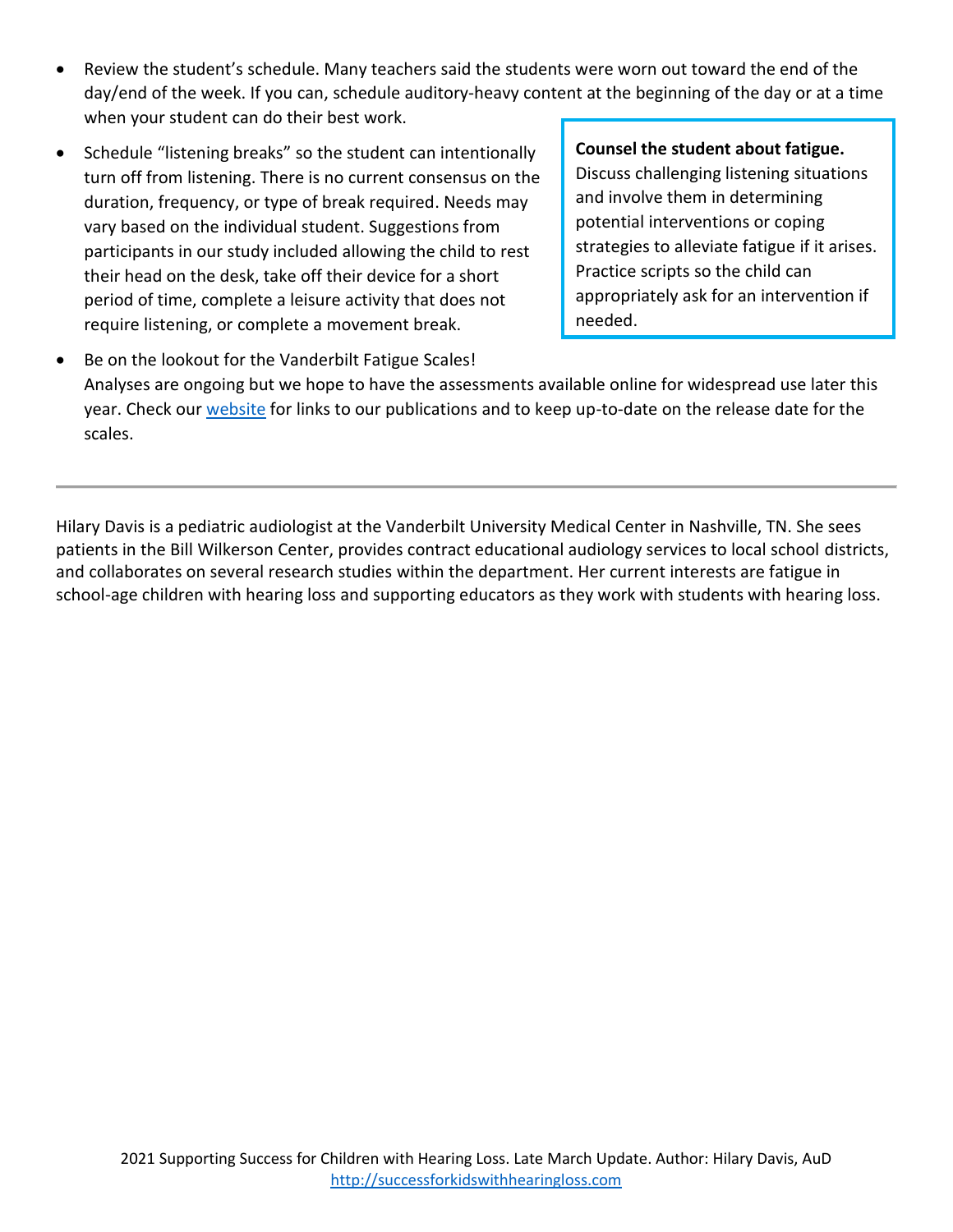- Review the student's schedule. Many teachers said the students were worn out toward the end of the day/end of the week. If you can, schedule auditory-heavy content at the beginning of the day or at a time when your student can do their best work.
- Schedule "listening breaks" so the student can intentionally turn off from listening. There is no current consensus on the duration, frequency, or type of break required. Needs may vary based on the individual student. Suggestions from participants in our study included allowing the child to rest their head on the desk, take off their device for a short period of time, complete a leisure activity that does not require listening, or complete a movement break.

**Counsel the student about fatigue.** Discuss challenging listening situations and involve them in determining potential interventions or coping strategies to alleviate fatigue if it arises. Practice scripts so the child can appropriately ask for an intervention if needed.

- Be on the lookout for the Vanderbilt Fatigue Scales! Analyses are ongoing but we hope to have the assessments available online for widespread use later this year. Check our [website](website) for links to our publications and to keep up-to-date on the release date for the scales.

---

Hilary Davis is a pediatric audiologist at the Vanderbilt University Medical Center in Nashville, TN. She sees patients in the Bill Wilkerson Center, provides contract educational audiology services to local school districts, and collaborates on several research studies within the department. Her current interests are fatigue in school-age children with hearing loss and supporting educators as they work with students with hearing loss.